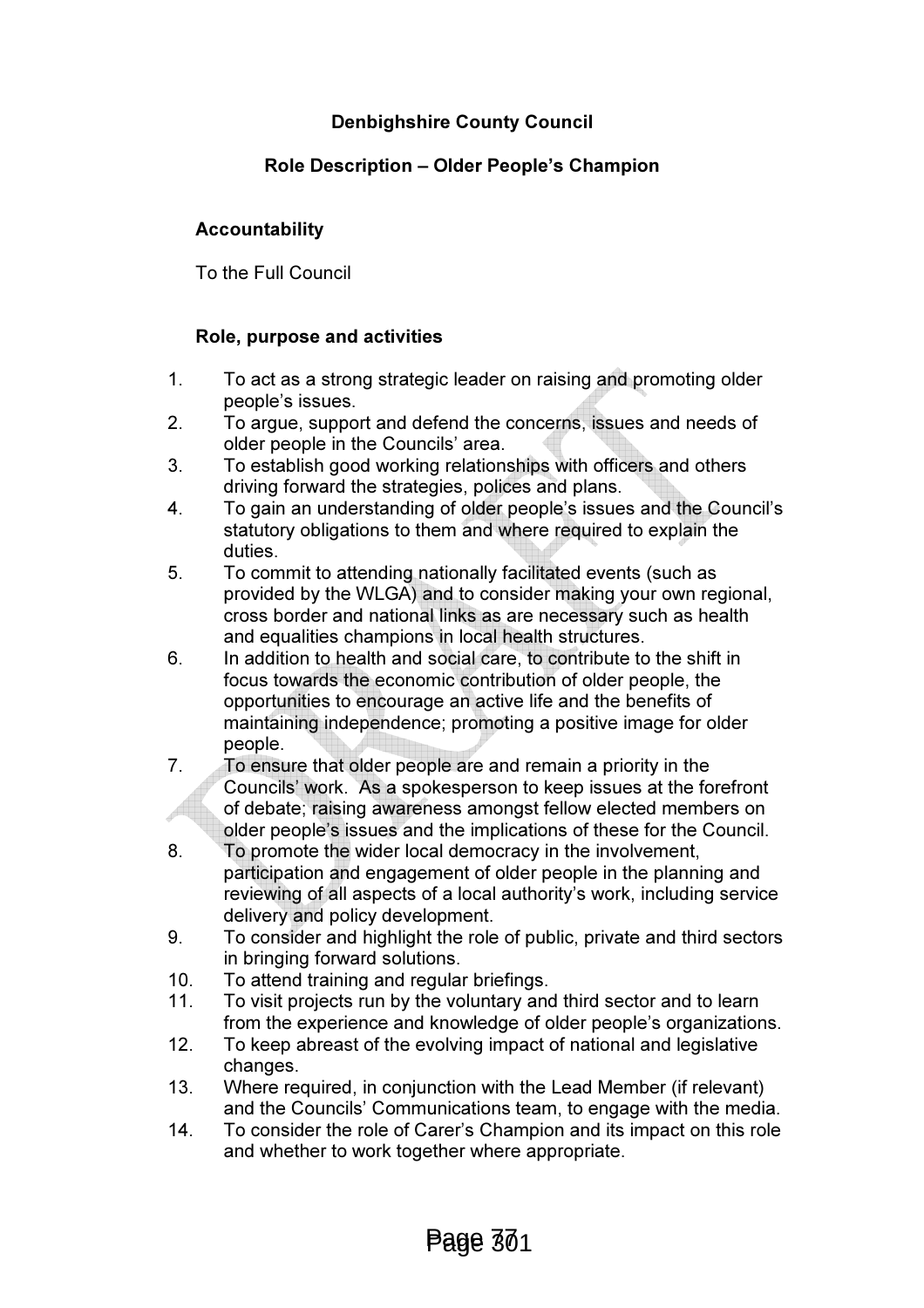# Denbighshire County Council

## Role Description – Older People's Champion

### Accountability

To the Full Council

### Role, purpose and activities

1. To act as a strong strategic leader on raising and promoting older people's issues.
2. To argue, support and defend the concerns, issues and needs of older people in the Councils' area.
3. To establish good working relationships with officers and others driving forward the strategies, polices and plans.
4. To gain an understanding of older people's issues and the Council's statutory obligations to them and where required to explain the duties.
5. To commit to attending nationally facilitated events (such as provided by the WLGA) and to consider making your own regional, cross border and national links as are necessary such as health and equalities champions in local health structures.
6. In addition to health and social care, to contribute to the shift in focus towards the economic contribution of older people, the opportunities to encourage an active life and the benefits of maintaining independence; promoting a positive image for older people.
7. To ensure that older people are and remain a priority in the Councils' work. As a spokesperson to keep issues at the forefront of debate; raising awareness amongst fellow elected members on older people's issues and the implications of these for the Council.
8. To promote the wider local democracy in the involvement, participation and engagement of older people in the planning and reviewing of all aspects of a local authority's work, including service delivery and policy development.
9. To consider and highlight the role of public, private and third sectors in bringing forward solutions.
10. To attend training and regular briefings.
11. To visit projects run by the voluntary and third sector and to learn from the experience and knowledge of older people's organizations.
12. To keep abreast of the evolving impact of national and legislative changes.
13. Where required, in conjunction with the Lead Member (if relevant) and the Councils' Communications team, to engage with the media.
14. To consider the role of Carer's Champion and its impact on this role and whether to work together where appropriate.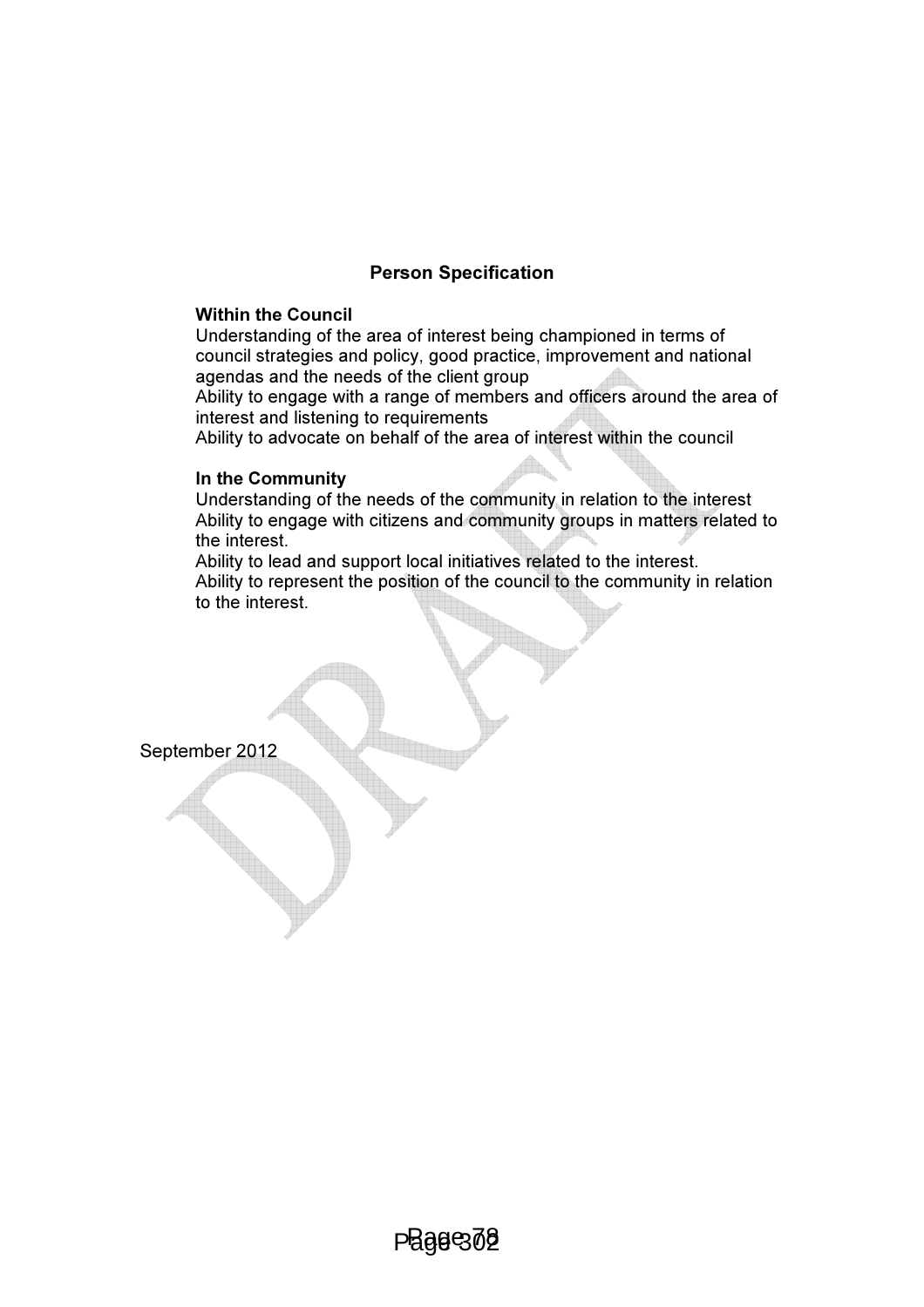## Person Specification

**Within the Council**

Understanding of the area of interest being championed in terms of council strategies and policy, good practice, improvement and national agendas and the needs of the client group

Ability to engage with a range of members and officers around the area of interest and listening to requirements

Ability to advocate on behalf of the area of interest within the council

**In the Community**

Understanding of the needs of the community in relation to the interest

Ability to engage with citizens and community groups in matters related to the interest.

Ability to lead and support local initiatives related to the interest.

Ability to represent the position of the council to the community in relation to the interest.

September 2012